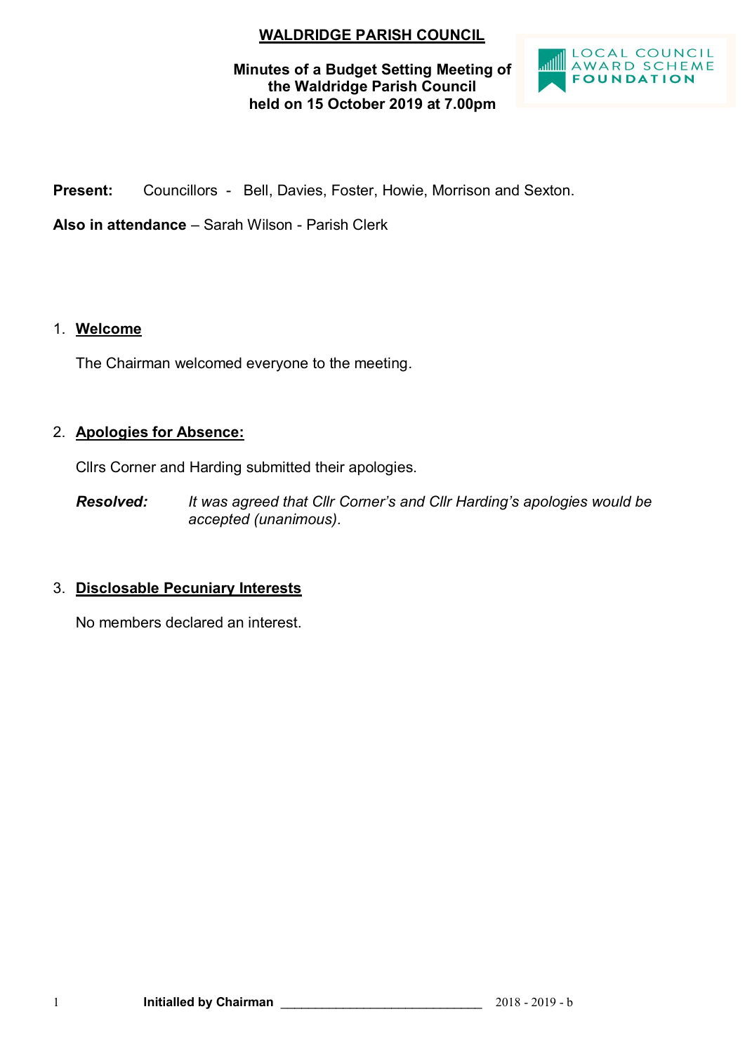# WALDRIDGE PARISH COUNCIL

**Minutes of a Budget Setting Meeting of the Waldridge Parish Council held on 15 October 2019 at 7.00pm**

LOCAL COUNCIL AWARD SCHEME FOUNDATION

**Present:** Councillors - Bell, Davies, Foster, Howie, Morrison and Sexton.

**Also in attendance** – Sarah Wilson - Parish Clerk

1. **Welcome**

   The Chairman welcomed everyone to the meeting.

2. **Apologies for Absence:**

   Cllrs Corner and Harding submitted their apologies.

   ***Resolved:*** *It was agreed that Cllr Corner's and Cllr Harding's apologies would be accepted (unanimous).*

3. **Disclosable Pecuniary Interests**

   No members declared an interest.

Initialled by Chairman ______________________________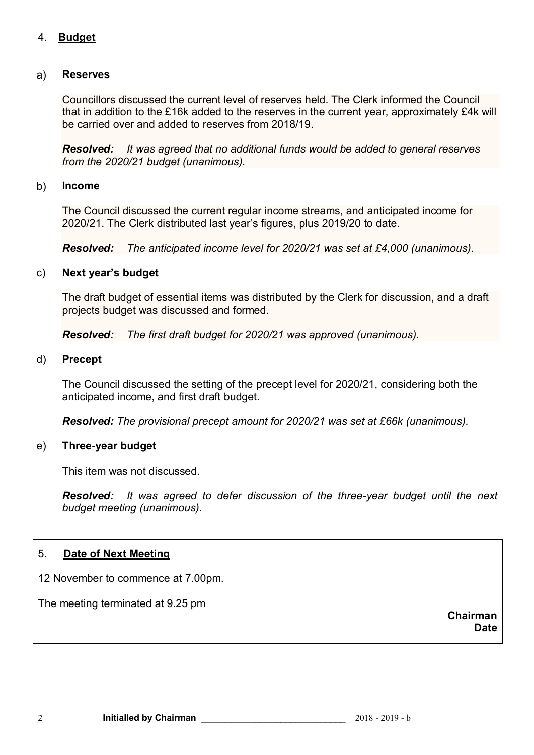## 4. Budget

### a) Reserves

Councillors discussed the current level of reserves held. The Clerk informed the Council that in addition to the £16k added to the reserves in the current year, approximately £4k will be carried over and added to reserves from 2018/19.

***Resolved:*** *It was agreed that no additional funds would be added to general reserves from the 2020/21 budget (unanimous).*

### b) Income

The Council discussed the current regular income streams, and anticipated income for 2020/21. The Clerk distributed last year's figures, plus 2019/20 to date.

***Resolved:*** *The anticipated income level for 2020/21 was set at £4,000 (unanimous).*

### c) Next year's budget

The draft budget of essential items was distributed by the Clerk for discussion, and a draft projects budget was discussed and formed.

***Resolved:*** *The first draft budget for 2020/21 was approved (unanimous).*

### d) Precept

The Council discussed the setting of the precept level for 2020/21, considering both the anticipated income, and first draft budget.

***Resolved:*** *The provisional precept amount for 2020/21 was set at £66k (unanimous).*

### e) Three-year budget

This item was not discussed.

***Resolved:*** *It was agreed to defer discussion of the three-year budget until the next budget meeting (unanimous).*

## 5. Date of Next Meeting

12 November to commence at 7.00pm.

The meeting terminated at 9.25 pm

**Chairman**
**Date**

**Initialled by Chairman** ______________________________ 2018 - 2019 - b